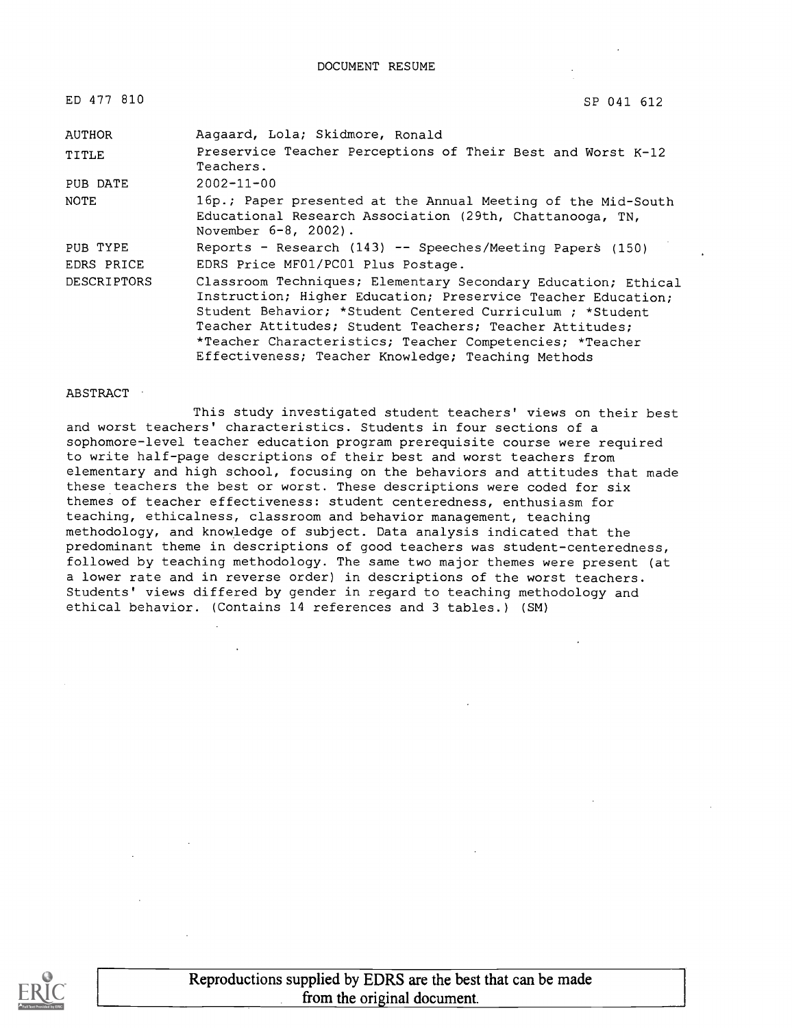DOCUMENT RESUME

| | |
|---|---|
| ED 477 810 | SP 041 612 |
| AUTHOR | Aagaard, Lola; Skidmore, Ronald |
| TITLE | Preservice Teacher Perceptions of Their Best and Worst K-12 Teachers. |
| PUB DATE | 2002-11-00 |
| NOTE | 16p.; Paper presented at the Annual Meeting of the Mid-South Educational Research Association (29th, Chattanooga, TN, November 6-8, 2002). |
| PUB TYPE | Reports - Research (143) -- Speeches/Meeting Papers (150) |
| EDRS PRICE | EDRS Price MF01/PC01 Plus Postage. |
| DESCRIPTORS | Classroom Techniques; Elementary Secondary Education; Ethical Instruction; Higher Education; Preservice Teacher Education; Student Behavior; *Student Centered Curriculum ; *Student Teacher Attitudes; Student Teachers; Teacher Attitudes; *Teacher Characteristics; Teacher Competencies; *Teacher Effectiveness; Teacher Knowledge; Teaching Methods |

ABSTRACT

This study investigated student teachers' views on their best and worst teachers' characteristics. Students in four sections of a sophomore-level teacher education program prerequisite course were required to write half-page descriptions of their best and worst teachers from elementary and high school, focusing on the behaviors and attitudes that made these teachers the best or worst. These descriptions were coded for six themes of teacher effectiveness: student centeredness, enthusiasm for teaching, ethicalness, classroom and behavior management, teaching methodology, and knowledge of subject. Data analysis indicated that the predominant theme in descriptions of good teachers was student-centeredness, followed by teaching methodology. The same two major themes were present (at a lower rate and in reverse order) in descriptions of the worst teachers. Students' views differed by gender in regard to teaching methodology and ethical behavior. (Contains 14 references and 3 tables.) (SM)

Reproductions supplied by EDRS are the best that can be made from the original document.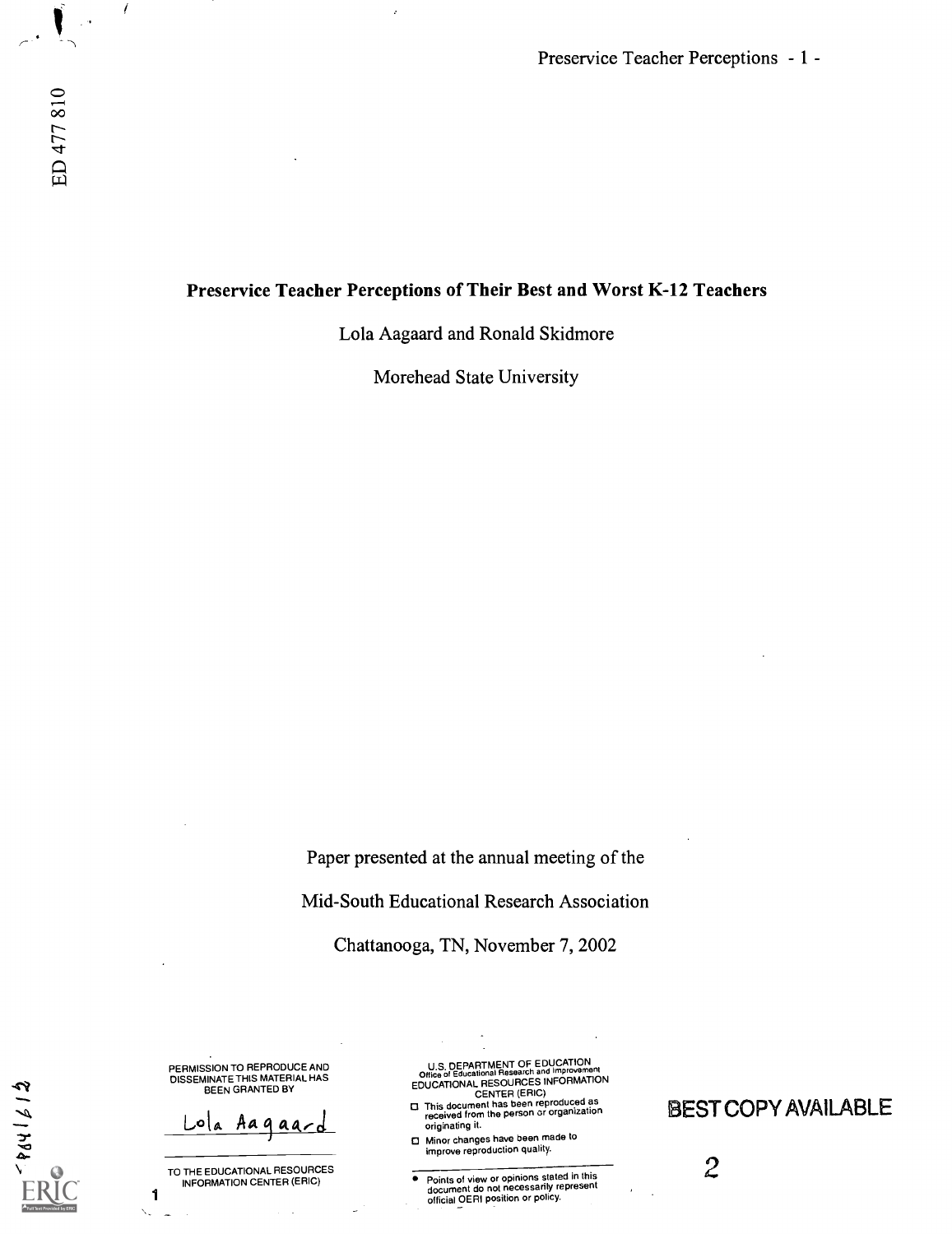# Preservice Teacher Perceptions of Their Best and Worst K-12 Teachers

Lola Aagaard and Ronald Skidmore

Morehead State University

Paper presented at the annual meeting of the

Mid-South Educational Research Association

Chattanooga, TN, November 7, 2002

PERMISSION TO REPRODUCE AND DISSEMINATE THIS MATERIAL HAS BEEN GRANTED BY

Lola Aagaard

TO THE EDUCATIONAL RESOURCES INFORMATION CENTER (ERIC)

U.S. DEPARTMENT OF EDUCATION
Office of Educational Research and Improvement
EDUCATIONAL RESOURCES INFORMATION CENTER (ERIC)

- This document has been reproduced as received from the person or organization originating it.
- Minor changes have been made to improve reproduction quality.

- Points of view or opinions stated in this document do not necessarily represent official OERI position or policy.

BEST COPY AVAILABLE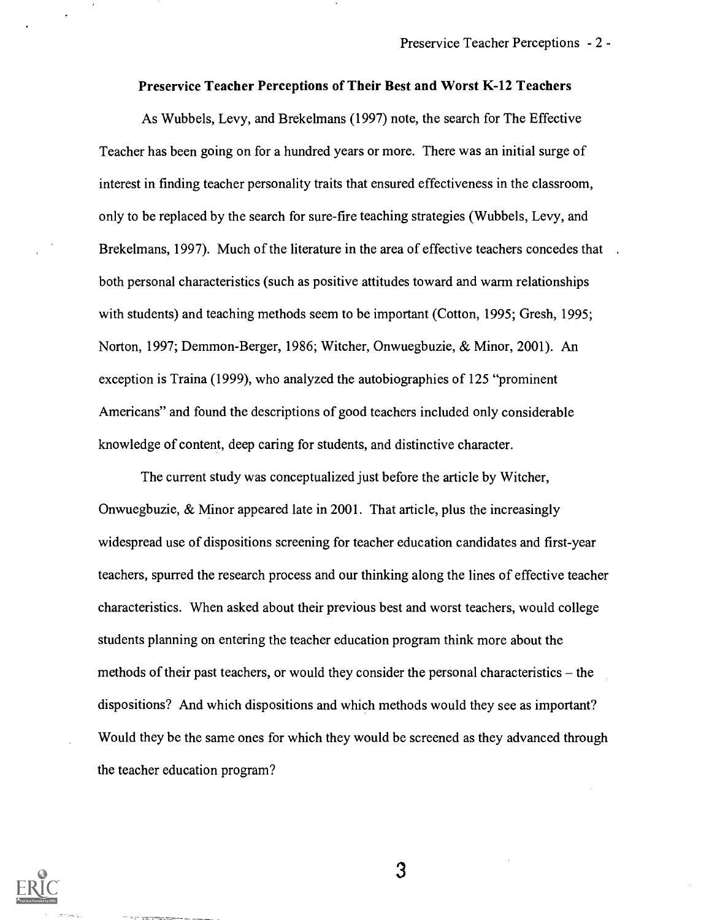## Preservice Teacher Perceptions of Their Best and Worst K-12 Teachers

As Wubbels, Levy, and Brekelmans (1997) note, the search for The Effective Teacher has been going on for a hundred years or more. There was an initial surge of interest in finding teacher personality traits that ensured effectiveness in the classroom, only to be replaced by the search for sure-fire teaching strategies (Wubbels, Levy, and Brekelmans, 1997). Much of the literature in the area of effective teachers concedes that both personal characteristics (such as positive attitudes toward and warm relationships with students) and teaching methods seem to be important (Cotton, 1995; Gresh, 1995; Norton, 1997; Demmon-Berger, 1986; Witcher, Onwuegbuzie, & Minor, 2001). An exception is Traina (1999), who analyzed the autobiographies of 125 "prominent Americans" and found the descriptions of good teachers included only considerable knowledge of content, deep caring for students, and distinctive character.

The current study was conceptualized just before the article by Witcher, Onwuegbuzie, & Minor appeared late in 2001. That article, plus the increasingly widespread use of dispositions screening for teacher education candidates and first-year teachers, spurred the research process and our thinking along the lines of effective teacher characteristics. When asked about their previous best and worst teachers, would college students planning on entering the teacher education program think more about the methods of their past teachers, or would they consider the personal characteristics – the dispositions? And which dispositions and which methods would they see as important? Would they be the same ones for which they would be screened as they advanced through the teacher education program?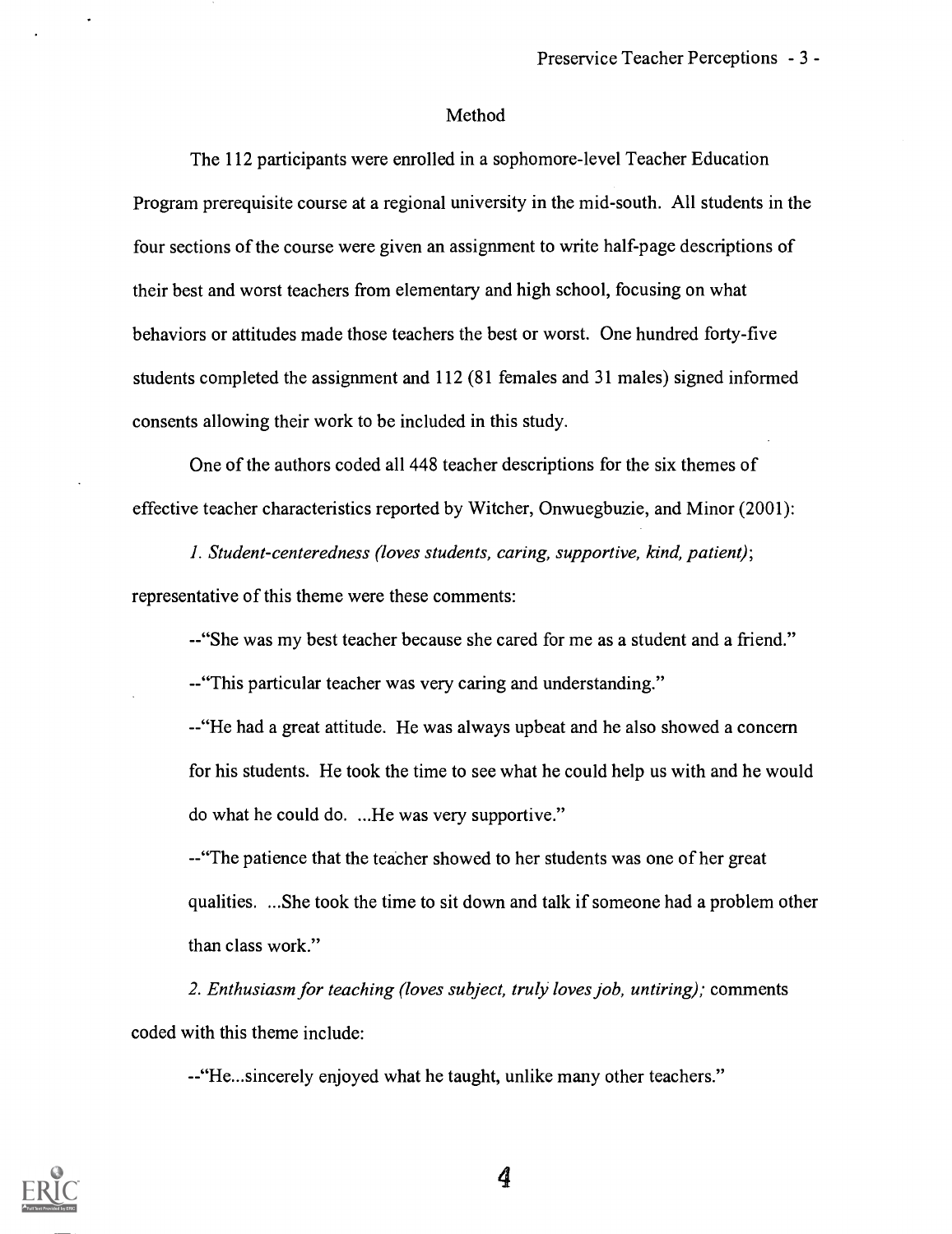## Method

The 112 participants were enrolled in a sophomore-level Teacher Education Program prerequisite course at a regional university in the mid-south. All students in the four sections of the course were given an assignment to write half-page descriptions of their best and worst teachers from elementary and high school, focusing on what behaviors or attitudes made those teachers the best or worst. One hundred forty-five students completed the assignment and 112 (81 females and 31 males) signed informed consents allowing their work to be included in this study.

One of the authors coded all 448 teacher descriptions for the six themes of effective teacher characteristics reported by Witcher, Onwuegbuzie, and Minor (2001):

*1. Student-centeredness (loves students, caring, supportive, kind, patient)*; representative of this theme were these comments:

--"She was my best teacher because she cared for me as a student and a friend."

--"This particular teacher was very caring and understanding."

--"He had a great attitude. He was always upbeat and he also showed a concern for his students. He took the time to see what he could help us with and he would do what he could do. ...He was very supportive."

--"The patience that the teacher showed to her students was one of her great qualities. ...She took the time to sit down and talk if someone had a problem other than class work."

*2. Enthusiasm for teaching (loves subject, truly loves job, untiring);* comments coded with this theme include:

--"He...sincerely enjoyed what he taught, unlike many other teachers."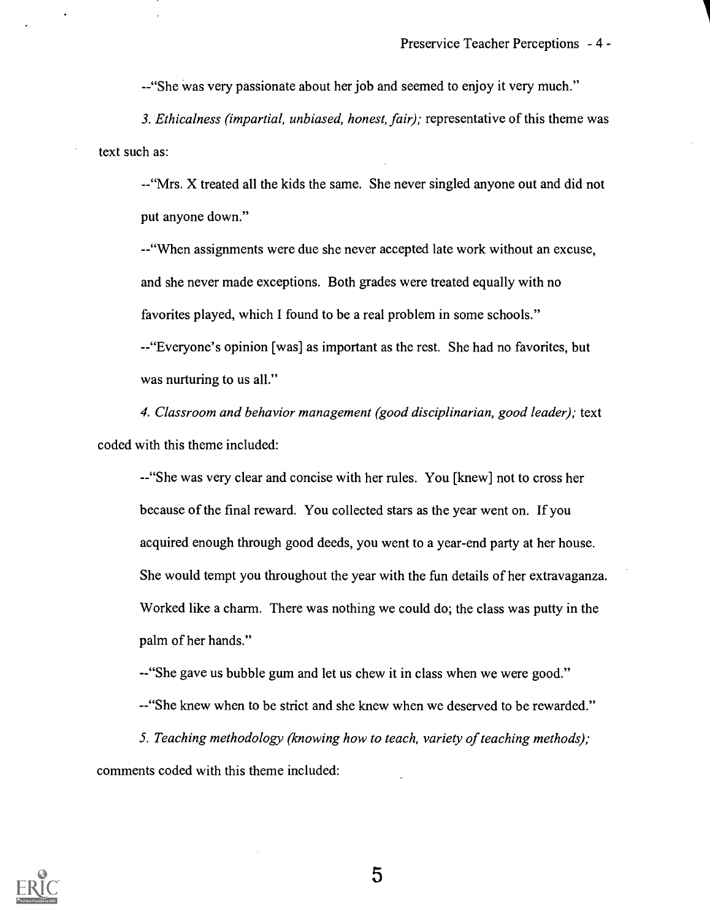--"She was very passionate about her job and seemed to enjoy it very much."

*3. Ethicalness (impartial, unbiased, honest, fair);* representative of this theme was text such as:

--"Mrs. X treated all the kids the same. She never singled anyone out and did not put anyone down."

--"When assignments were due she never accepted late work without an excuse, and she never made exceptions. Both grades were treated equally with no favorites played, which I found to be a real problem in some schools."

--"Everyone's opinion [was] as important as the rest. She had no favorites, but was nurturing to us all."

*4. Classroom and behavior management (good disciplinarian, good leader);* text coded with this theme included:

--"She was very clear and concise with her rules. You [knew] not to cross her because of the final reward. You collected stars as the year went on. If you acquired enough through good deeds, you went to a year-end party at her house. She would tempt you throughout the year with the fun details of her extravaganza. Worked like a charm. There was nothing we could do; the class was putty in the palm of her hands."

--"She gave us bubble gum and let us chew it in class when we were good."

--"She knew when to be strict and she knew when we deserved to be rewarded."

*5. Teaching methodology (knowing how to teach, variety of teaching methods);* comments coded with this theme included: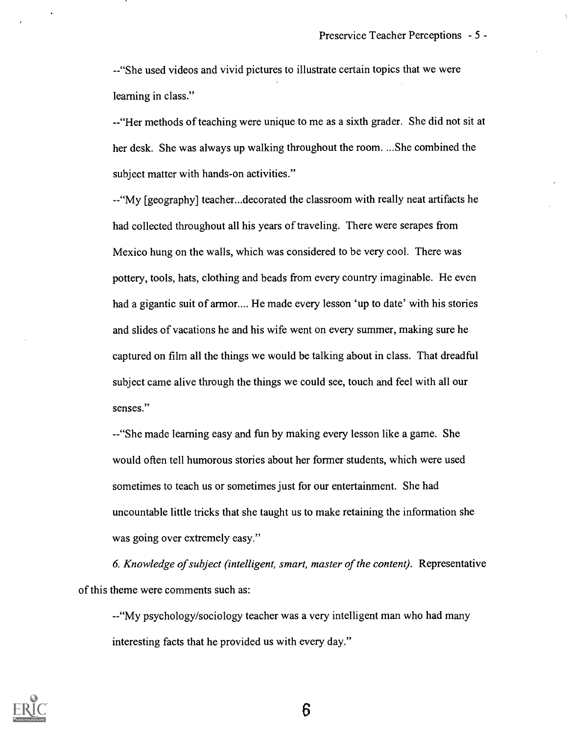--"She used videos and vivid pictures to illustrate certain topics that we were learning in class."

--"Her methods of teaching were unique to me as a sixth grader. She did not sit at her desk. She was always up walking throughout the room. ...She combined the subject matter with hands-on activities."

--"My [geography] teacher...decorated the classroom with really neat artifacts he had collected throughout all his years of traveling. There were serapes from Mexico hung on the walls, which was considered to be very cool. There was pottery, tools, hats, clothing and beads from every country imaginable. He even had a gigantic suit of armor.... He made every lesson 'up to date' with his stories and slides of vacations he and his wife went on every summer, making sure he captured on film all the things we would be talking about in class. That dreadful subject came alive through the things we could see, touch and feel with all our senses."

--"She made learning easy and fun by making every lesson like a game. She would often tell humorous stories about her former students, which were used sometimes to teach us or sometimes just for our entertainment. She had uncountable little tricks that she taught us to make retaining the information she was going over extremely easy."

*6. Knowledge of subject (intelligent, smart, master of the content).* Representative of this theme were comments such as:

--"My psychology/sociology teacher was a very intelligent man who had many interesting facts that he provided us with every day."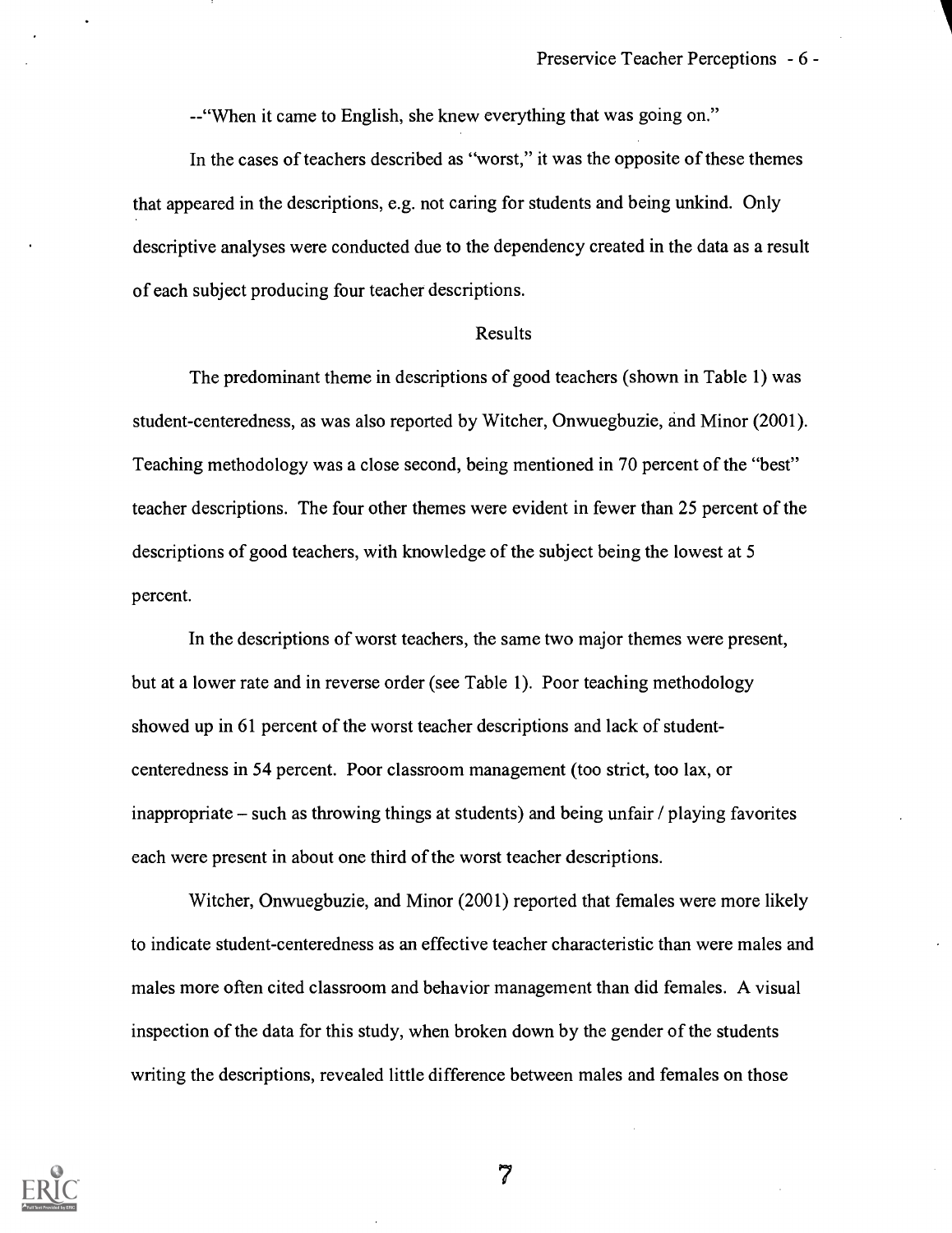--"When it came to English, she knew everything that was going on."

In the cases of teachers described as "worst," it was the opposite of these themes that appeared in the descriptions, e.g. not caring for students and being unkind. Only descriptive analyses were conducted due to the dependency created in the data as a result of each subject producing four teacher descriptions.

## Results

The predominant theme in descriptions of good teachers (shown in Table 1) was student-centeredness, as was also reported by Witcher, Onwuegbuzie, and Minor (2001). Teaching methodology was a close second, being mentioned in 70 percent of the "best" teacher descriptions. The four other themes were evident in fewer than 25 percent of the descriptions of good teachers, with knowledge of the subject being the lowest at 5 percent.

In the descriptions of worst teachers, the same two major themes were present, but at a lower rate and in reverse order (see Table 1). Poor teaching methodology showed up in 61 percent of the worst teacher descriptions and lack of student-centeredness in 54 percent. Poor classroom management (too strict, too lax, or inappropriate – such as throwing things at students) and being unfair / playing favorites each were present in about one third of the worst teacher descriptions.

Witcher, Onwuegbuzie, and Minor (2001) reported that females were more likely to indicate student-centeredness as an effective teacher characteristic than were males and males more often cited classroom and behavior management than did females. A visual inspection of the data for this study, when broken down by the gender of the students writing the descriptions, revealed little difference between males and females on those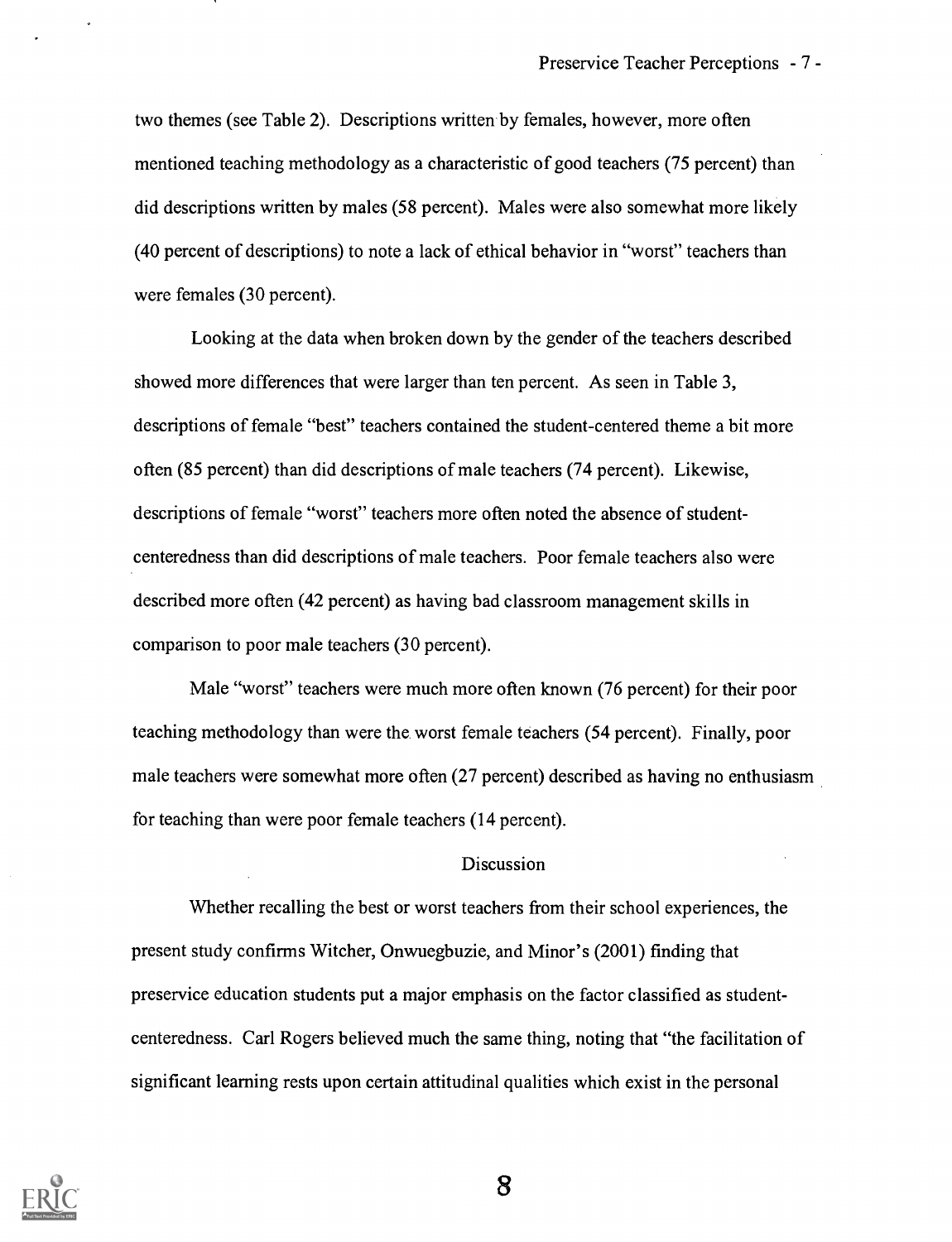two themes (see Table 2). Descriptions written by females, however, more often mentioned teaching methodology as a characteristic of good teachers (75 percent) than did descriptions written by males (58 percent). Males were also somewhat more likely (40 percent of descriptions) to note a lack of ethical behavior in "worst" teachers than were females (30 percent).

Looking at the data when broken down by the gender of the teachers described showed more differences that were larger than ten percent. As seen in Table 3, descriptions of female "best" teachers contained the student-centered theme a bit more often (85 percent) than did descriptions of male teachers (74 percent). Likewise, descriptions of female "worst" teachers more often noted the absence of student-centeredness than did descriptions of male teachers. Poor female teachers also were described more often (42 percent) as having bad classroom management skills in comparison to poor male teachers (30 percent).

Male "worst" teachers were much more often known (76 percent) for their poor teaching methodology than were the worst female teachers (54 percent). Finally, poor male teachers were somewhat more often (27 percent) described as having no enthusiasm for teaching than were poor female teachers (14 percent).

## Discussion

Whether recalling the best or worst teachers from their school experiences, the present study confirms Witcher, Onwuegbuzie, and Minor's (2001) finding that preservice education students put a major emphasis on the factor classified as student-centeredness. Carl Rogers believed much the same thing, noting that "the facilitation of significant learning rests upon certain attitudinal qualities which exist in the personal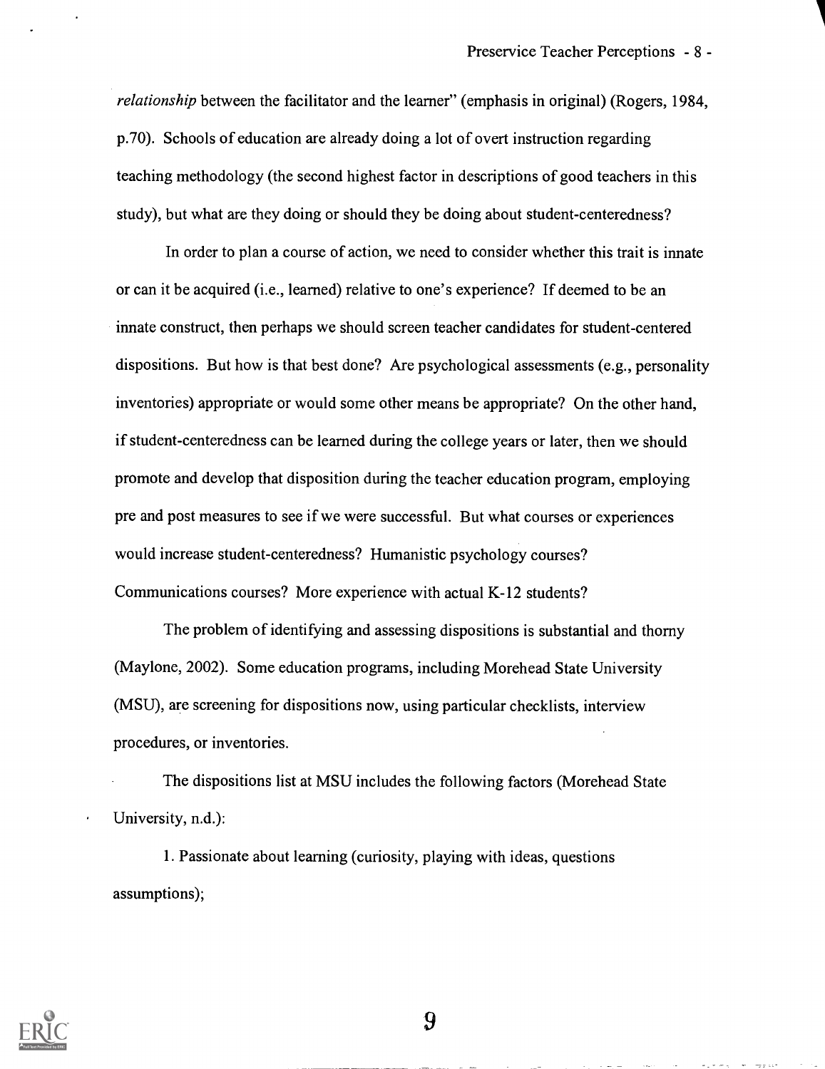*relationship* between the facilitator and the learner" (emphasis in original) (Rogers, 1984, p.70). Schools of education are already doing a lot of overt instruction regarding teaching methodology (the second highest factor in descriptions of good teachers in this study), but what are they doing or should they be doing about student-centeredness?

In order to plan a course of action, we need to consider whether this trait is innate or can it be acquired (i.e., learned) relative to one's experience? If deemed to be an innate construct, then perhaps we should screen teacher candidates for student-centered dispositions. But how is that best done? Are psychological assessments (e.g., personality inventories) appropriate or would some other means be appropriate? On the other hand, if student-centeredness can be learned during the college years or later, then we should promote and develop that disposition during the teacher education program, employing pre and post measures to see if we were successful. But what courses or experiences would increase student-centeredness? Humanistic psychology courses? Communications courses? More experience with actual K-12 students?

The problem of identifying and assessing dispositions is substantial and thorny (Maylone, 2002). Some education programs, including Morehead State University (MSU), are screening for dispositions now, using particular checklists, interview procedures, or inventories.

The dispositions list at MSU includes the following factors (Morehead State University, n.d.):

1. Passionate about learning (curiosity, playing with ideas, questions assumptions);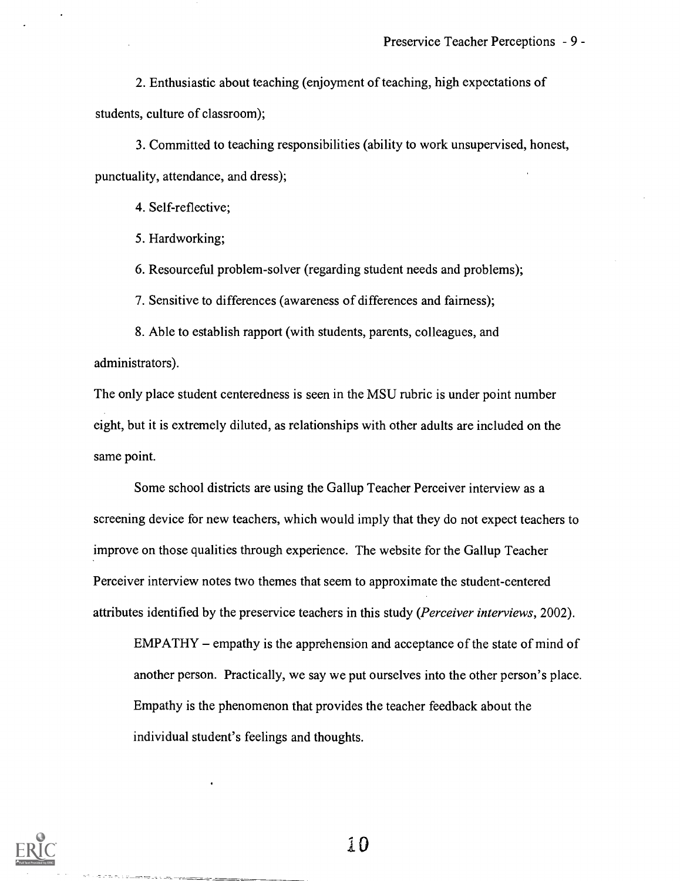2. Enthusiastic about teaching (enjoyment of teaching, high expectations of students, culture of classroom);

3. Committed to teaching responsibilities (ability to work unsupervised, honest, punctuality, attendance, and dress);

4. Self-reflective;

5. Hardworking;

6. Resourceful problem-solver (regarding student needs and problems);

7. Sensitive to differences (awareness of differences and fairness);

8. Able to establish rapport (with students, parents, colleagues, and administrators).

The only place student centeredness is seen in the MSU rubric is under point number eight, but it is extremely diluted, as relationships with other adults are included on the same point.

Some school districts are using the Gallup Teacher Perceiver interview as a screening device for new teachers, which would imply that they do not expect teachers to improve on those qualities through experience. The website for the Gallup Teacher Perceiver interview notes two themes that seem to approximate the student-centered attributes identified by the preservice teachers in this study (*Perceiver interviews*, 2002).

> EMPATHY – empathy is the apprehension and acceptance of the state of mind of another person. Practically, we say we put ourselves into the other person's place. Empathy is the phenomenon that provides the teacher feedback about the individual student's feelings and thoughts.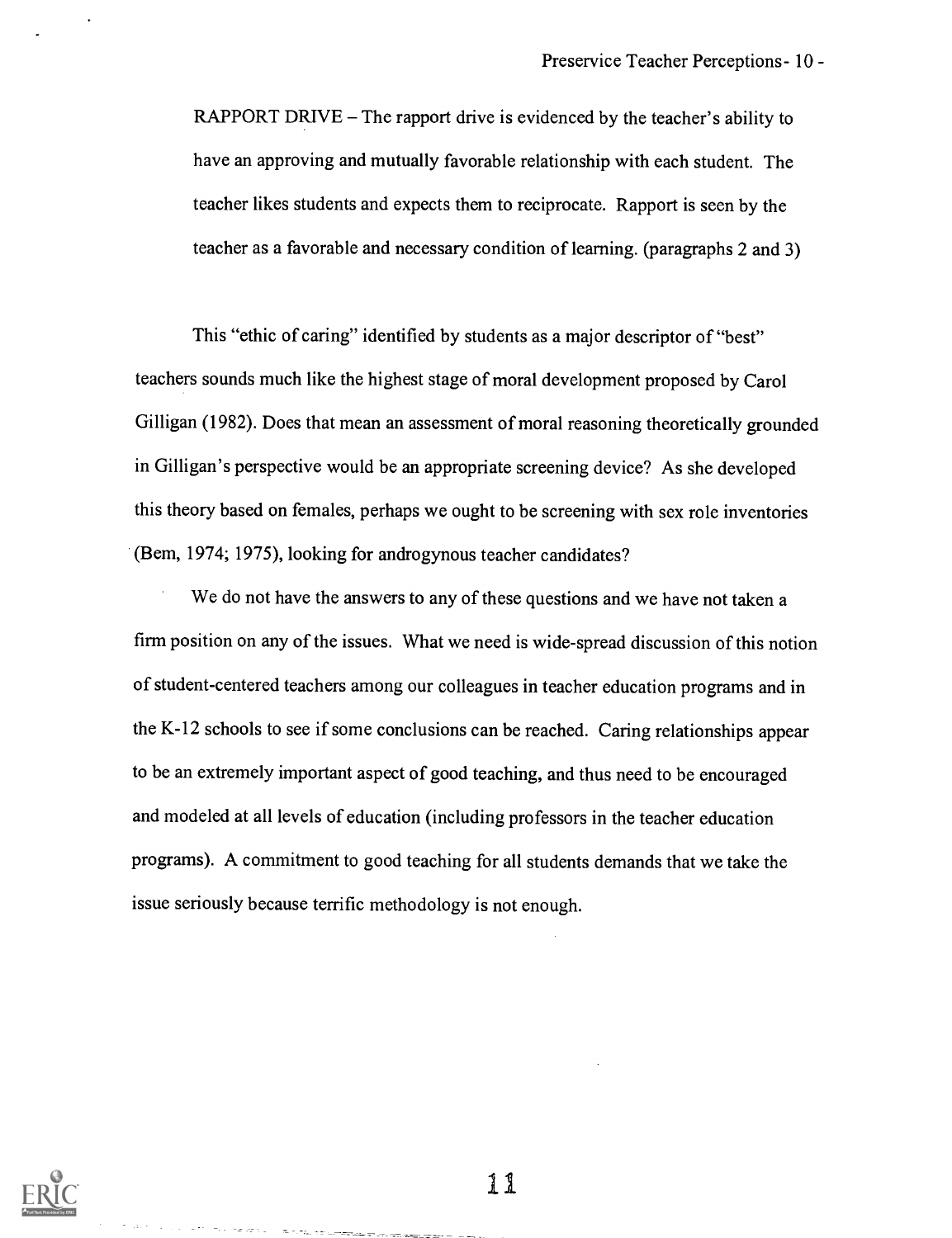RAPPORT DRIVE – The rapport drive is evidenced by the teacher's ability to have an approving and mutually favorable relationship with each student. The teacher likes students and expects them to reciprocate. Rapport is seen by the teacher as a favorable and necessary condition of learning. (paragraphs 2 and 3)

This "ethic of caring" identified by students as a major descriptor of "best" teachers sounds much like the highest stage of moral development proposed by Carol Gilligan (1982). Does that mean an assessment of moral reasoning theoretically grounded in Gilligan's perspective would be an appropriate screening device? As she developed this theory based on females, perhaps we ought to be screening with sex role inventories (Bem, 1974; 1975), looking for androgynous teacher candidates?

We do not have the answers to any of these questions and we have not taken a firm position on any of the issues. What we need is wide-spread discussion of this notion of student-centered teachers among our colleagues in teacher education programs and in the K-12 schools to see if some conclusions can be reached. Caring relationships appear to be an extremely important aspect of good teaching, and thus need to be encouraged and modeled at all levels of education (including professors in the teacher education programs). A commitment to good teaching for all students demands that we take the issue seriously because terrific methodology is not enough.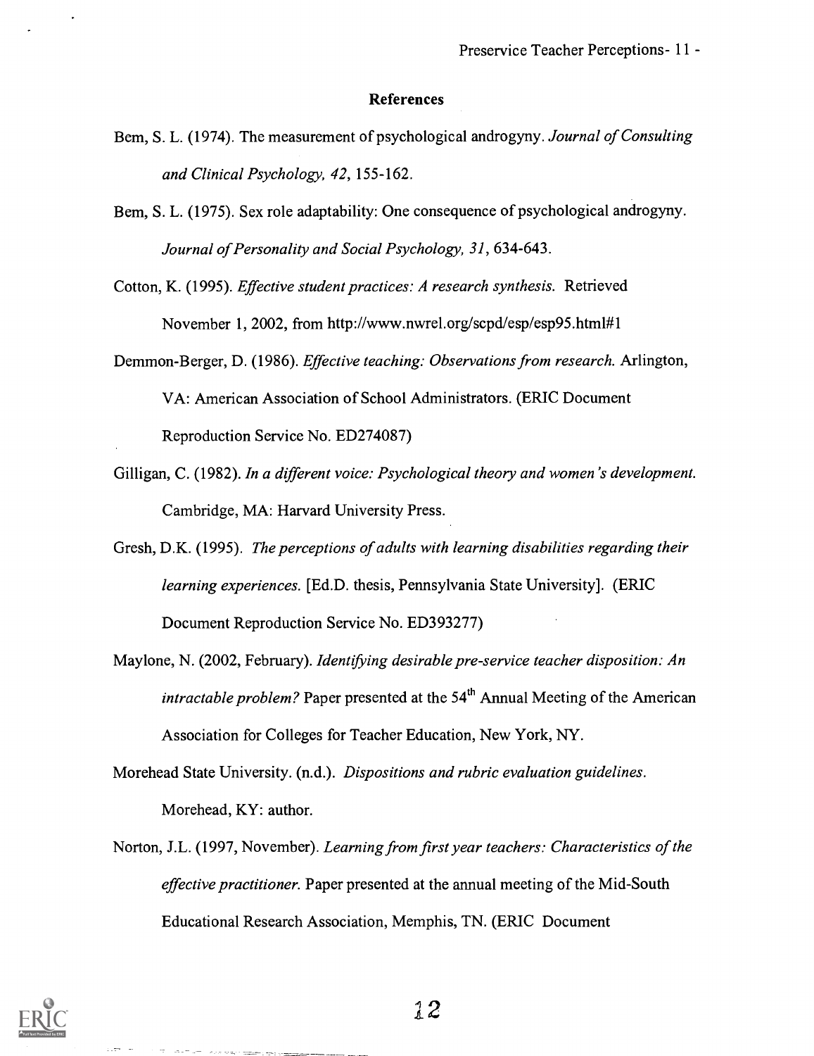## References

Bem, S. L. (1974). The measurement of psychological androgyny. *Journal of Consulting and Clinical Psychology, 42*, 155-162.

Bem, S. L. (1975). Sex role adaptability: One consequence of psychological androgyny. *Journal of Personality and Social Psychology, 31*, 634-643.

Cotton, K. (1995). *Effective student practices: A research synthesis.* Retrieved November 1, 2002, from http://www.nwrel.org/scpd/esp/esp95.html#1

Demmon-Berger, D. (1986). *Effective teaching: Observations from research.* Arlington, VA: American Association of School Administrators. (ERIC Document Reproduction Service No. ED274087)

Gilligan, C. (1982). *In a different voice: Psychological theory and women's development.* Cambridge, MA: Harvard University Press.

Gresh, D.K. (1995). *The perceptions of adults with learning disabilities regarding their learning experiences.* [Ed.D. thesis, Pennsylvania State University]. (ERIC Document Reproduction Service No. ED393277)

Maylone, N. (2002, February). *Identifying desirable pre-service teacher disposition: An intractable problem?* Paper presented at the 54th Annual Meeting of the American Association for Colleges for Teacher Education, New York, NY.

Morehead State University. (n.d.). *Dispositions and rubric evaluation guidelines.* Morehead, KY: author.

Norton, J.L. (1997, November). *Learning from first year teachers: Characteristics of the effective practitioner.* Paper presented at the annual meeting of the Mid-South Educational Research Association, Memphis, TN. (ERIC Document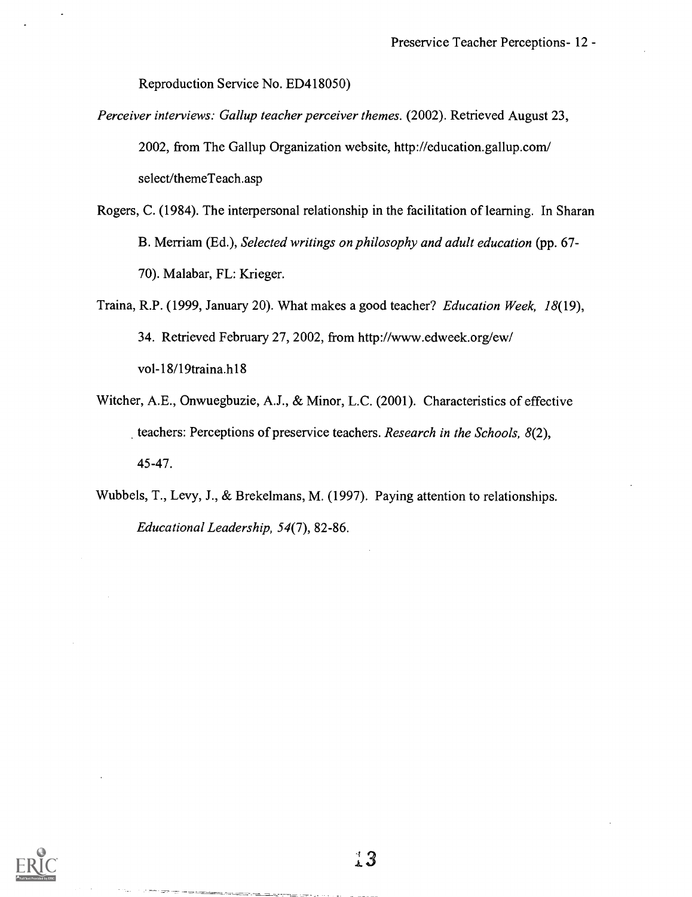Reproduction Service No. ED418050)

*Perceiver interviews: Gallup teacher perceiver themes.* (2002). Retrieved August 23, 2002, from The Gallup Organization website, http://education.gallup.com/select/themeTeach.asp

Rogers, C. (1984). The interpersonal relationship in the facilitation of learning. In Sharan B. Merriam (Ed.), *Selected writings on philosophy and adult education* (pp. 67-70). Malabar, FL: Krieger.

Traina, R.P. (1999, January 20). What makes a good teacher? *Education Week, 18*(19), 34. Retrieved February 27, 2002, from http://www.edweek.org/ew/vol-18/19traina.h18

Witcher, A.E., Onwuegbuzie, A.J., & Minor, L.C. (2001). Characteristics of effective teachers: Perceptions of preservice teachers. *Research in the Schools, 8*(2), 45-47.

Wubbels, T., Levy, J., & Brekelmans, M. (1997). Paying attention to relationships. *Educational Leadership, 54*(7), 82-86.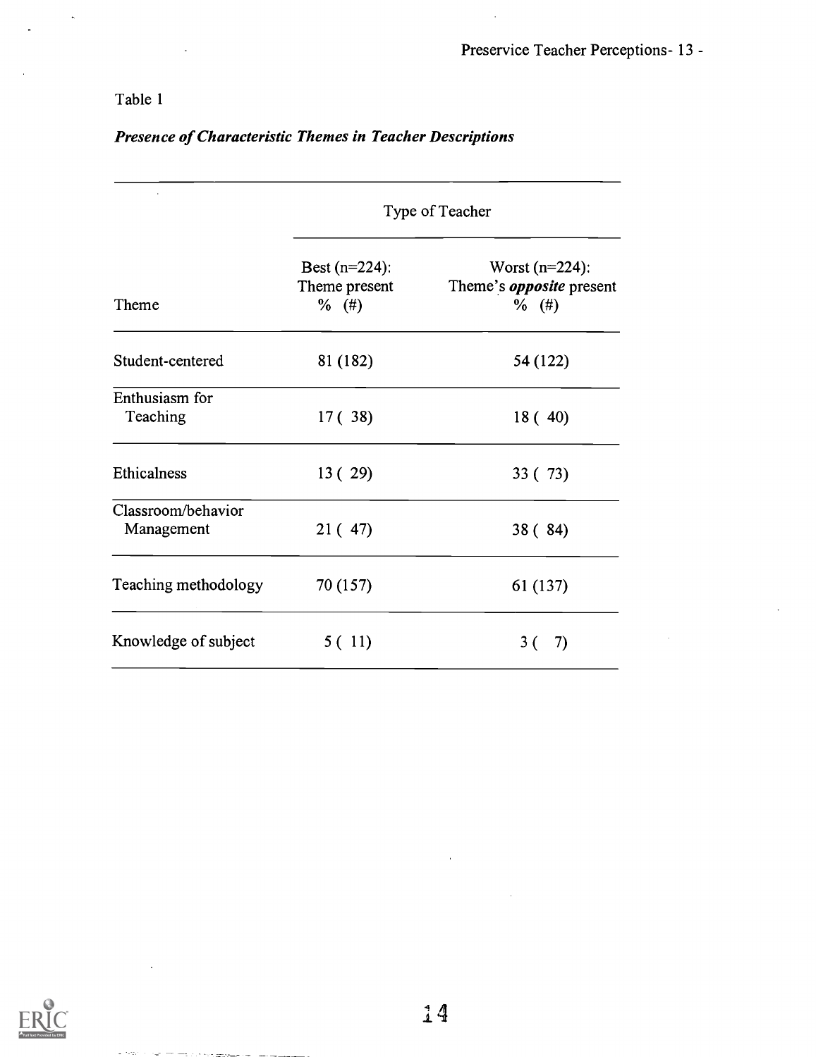Table 1

***Presence of Characteristic Themes in Teacher Descriptions***

| | Type of Teacher | |
|---|---|---|
| Theme | Best (n=224): Theme present % (#) | Worst (n=224): Theme's ***opposite*** present % (#) |
| Student-centered | 81 (182) | 54 (122) |
| Enthusiasm for Teaching | 17 ( 38) | 18 ( 40) |
| Ethicalness | 13 ( 29) | 33 ( 73) |
| Classroom/behavior Management | 21 ( 47) | 38 ( 84) |
| Teaching methodology | 70 (157) | 61 (137) |
| Knowledge of subject | 5 ( 11) | 3 ( 7) |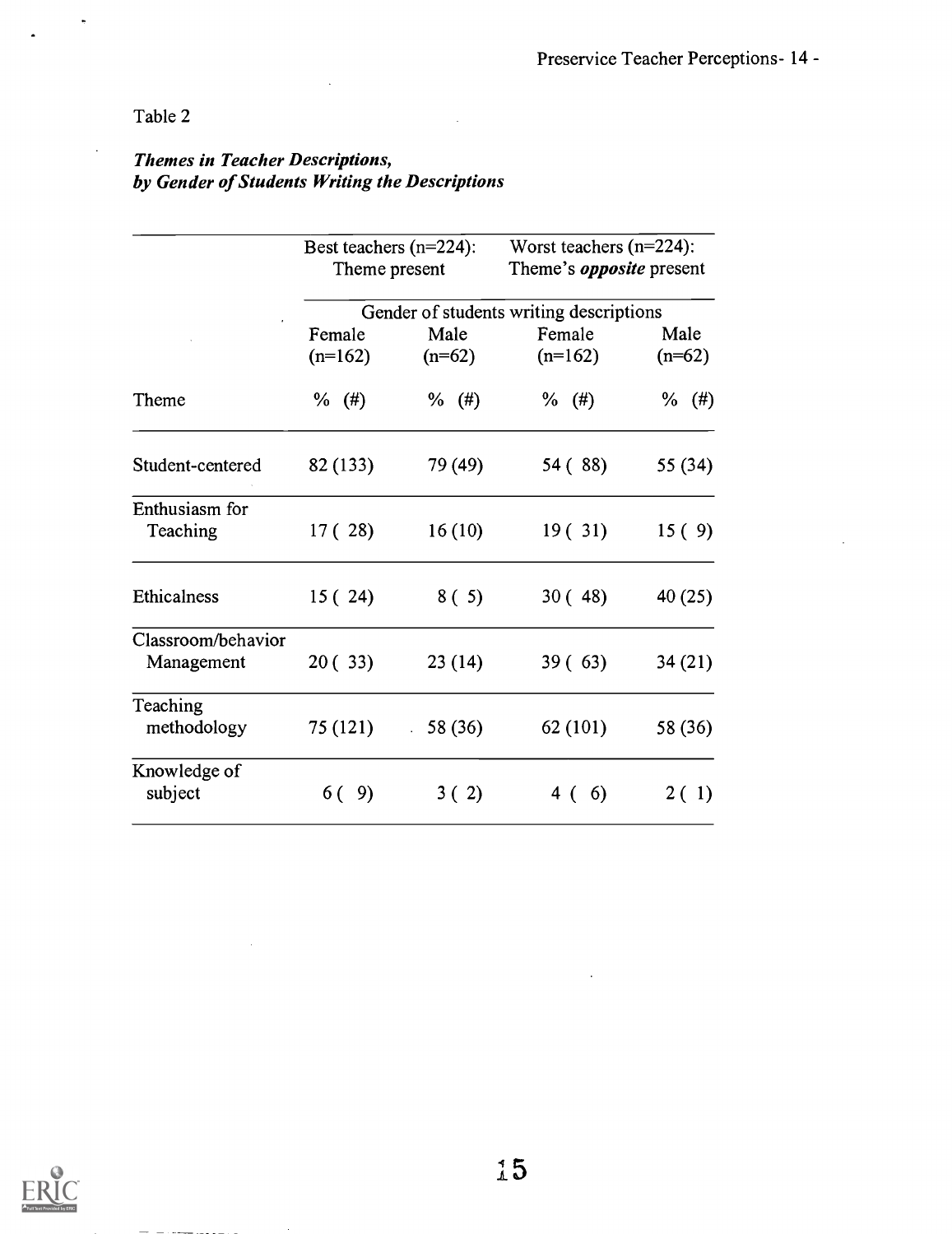Table 2

***Themes in Teacher Descriptions, by Gender of Students Writing the Descriptions***

| | Best teachers (n=224): Theme present | | Worst teachers (n=224): Theme's *opposite* present | |
|---|---|---|---|---|
| | Gender of students writing descriptions | | | |
| | Female (n=162) | Male (n=62) | Female (n=162) | Male (n=62) |
| Theme | % (#) | % (#) | % (#) | % (#) |
| Student-centered | 82 (133) | 79 (49) | 54 ( 88) | 55 (34) |
| Enthusiasm for Teaching | 17 ( 28) | 16 (10) | 19 ( 31) | 15 ( 9) |
| Ethicalness | 15 ( 24) | 8 ( 5) | 30 ( 48) | 40 (25) |
| Classroom/behavior Management | 20 ( 33) | 23 (14) | 39 ( 63) | 34 (21) |
| Teaching methodology | 75 (121) | 58 (36) | 62 (101) | 58 (36) |
| Knowledge of subject | 6 ( 9) | 3 ( 2) | 4 ( 6) | 2 ( 1) |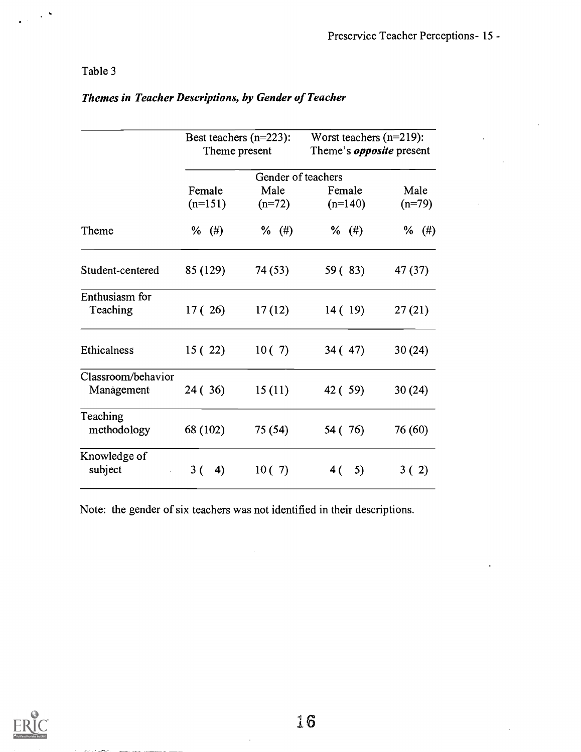Table 3

***Themes in Teacher Descriptions, by Gender of Teacher***

| | Best teachers (n=223): Theme present | | Worst teachers (n=219): Theme's ***opposite*** present | |
|---|---|---|---|---|
| | Gender of teachers | | | |
| | Female (n=151) | Male (n=72) | Female (n=140) | Male (n=79) |
| Theme | % (#) | % (#) | % (#) | % (#) |
| Student-centered | 85 (129) | 74 (53) | 59 ( 83) | 47 (37) |
| Enthusiasm for Teaching | 17 ( 26) | 17 (12) | 14 ( 19) | 27 (21) |
| Ethicalness | 15 ( 22) | 10 ( 7) | 34 ( 47) | 30 (24) |
| Classroom/behavior Management | 24 ( 36) | 15 (11) | 42 ( 59) | 30 (24) |
| Teaching methodology | 68 (102) | 75 (54) | 54 ( 76) | 76 (60) |
| Knowledge of subject | 3 ( 4) | 10 ( 7) | 4 ( 5) | 3 ( 2) |

Note: the gender of six teachers was not identified in their descriptions.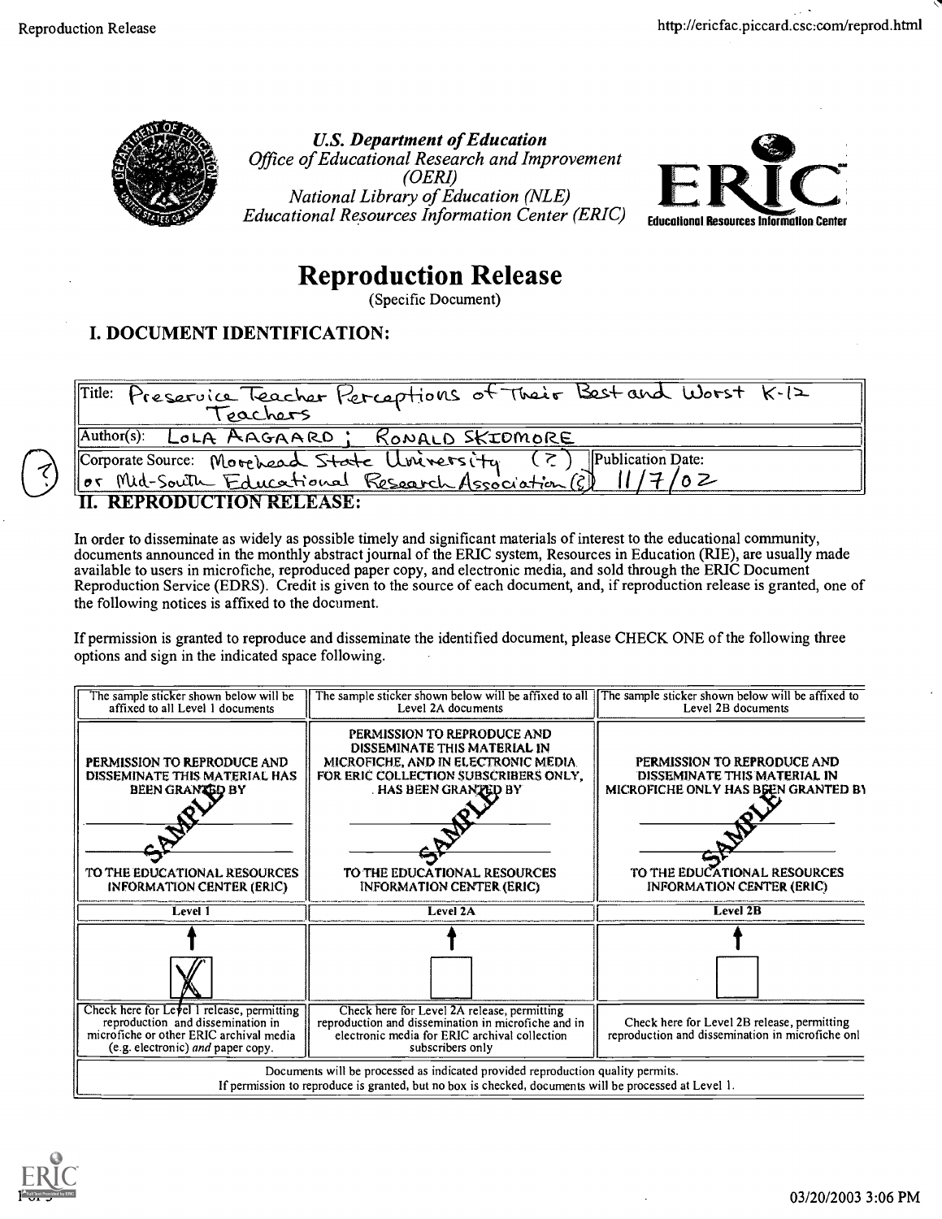U.S. Department of Education
*Office of Educational Research and Improvement (OERI)*
*National Library of Education (NLE)*
*Educational Resources Information Center (ERIC)*

ERIC
Educational Resources Information Center

# Reproduction Release

(Specific Document)

## I. DOCUMENT IDENTIFICATION:

| | |
|---|---|
| Title: Preservice Teacher Perceptions of Their Best and Worst K-12 Teachers | |
| Author(s): LOLA AAGAARD ; RONALD SKIDMORE | |
| Corporate Source: Morehead State University (?) or Mid-South Educational Research Association (?) | Publication Date: 11/7/02 |

## II. REPRODUCTION RELEASE:

In order to disseminate as widely as possible timely and significant materials of interest to the educational community, documents announced in the monthly abstract journal of the ERIC system, Resources in Education (RIE), are usually made available to users in microfiche, reproduced paper copy, and electronic media, and sold through the ERIC Document Reproduction Service (EDRS). Credit is given to the source of each document, and, if reproduction release is granted, one of the following notices is affixed to the document.

If permission is granted to reproduce and disseminate the identified document, please CHECK ONE of the following three options and sign in the indicated space following.

| The sample sticker shown below will be affixed to all Level 1 documents | The sample sticker shown below will be affixed to all Level 2A documents | The sample sticker shown below will be affixed to Level 2B documents |
|---|---|---|
| PERMISSION TO REPRODUCE AND DISSEMINATE THIS MATERIAL HAS BEEN GRANTED BY<br>SAMPLE<br>TO THE EDUCATIONAL RESOURCES INFORMATION CENTER (ERIC) | PERMISSION TO REPRODUCE AND DISSEMINATE THIS MATERIAL IN MICROFICHE, AND IN ELECTRONIC MEDIA FOR ERIC COLLECTION SUBSCRIBERS ONLY, HAS BEEN GRANTED BY<br>SAMPLE<br>TO THE EDUCATIONAL RESOURCES INFORMATION CENTER (ERIC) | PERMISSION TO REPRODUCE AND DISSEMINATE THIS MATERIAL IN MICROFICHE ONLY HAS BEEN GRANTED BY<br>SAMPLE<br>TO THE EDUCATIONAL RESOURCES INFORMATION CENTER (ERIC) |
| Level 1 | Level 2A | Level 2B |
| [X] | [ ] | [ ] |
| Check here for Level 1 release, permitting reproduction and dissemination in microfiche or other ERIC archival media (e.g. electronic) *and* paper copy. | Check here for Level 2A release, permitting reproduction and dissemination in microfiche and in electronic media for ERIC archival collection subscribers only | Check here for Level 2B release, permitting reproduction and dissemination in microfiche onl |

Documents will be processed as indicated provided reproduction quality permits.
If permission to reproduce is granted, but no box is checked, documents will be processed at Level 1.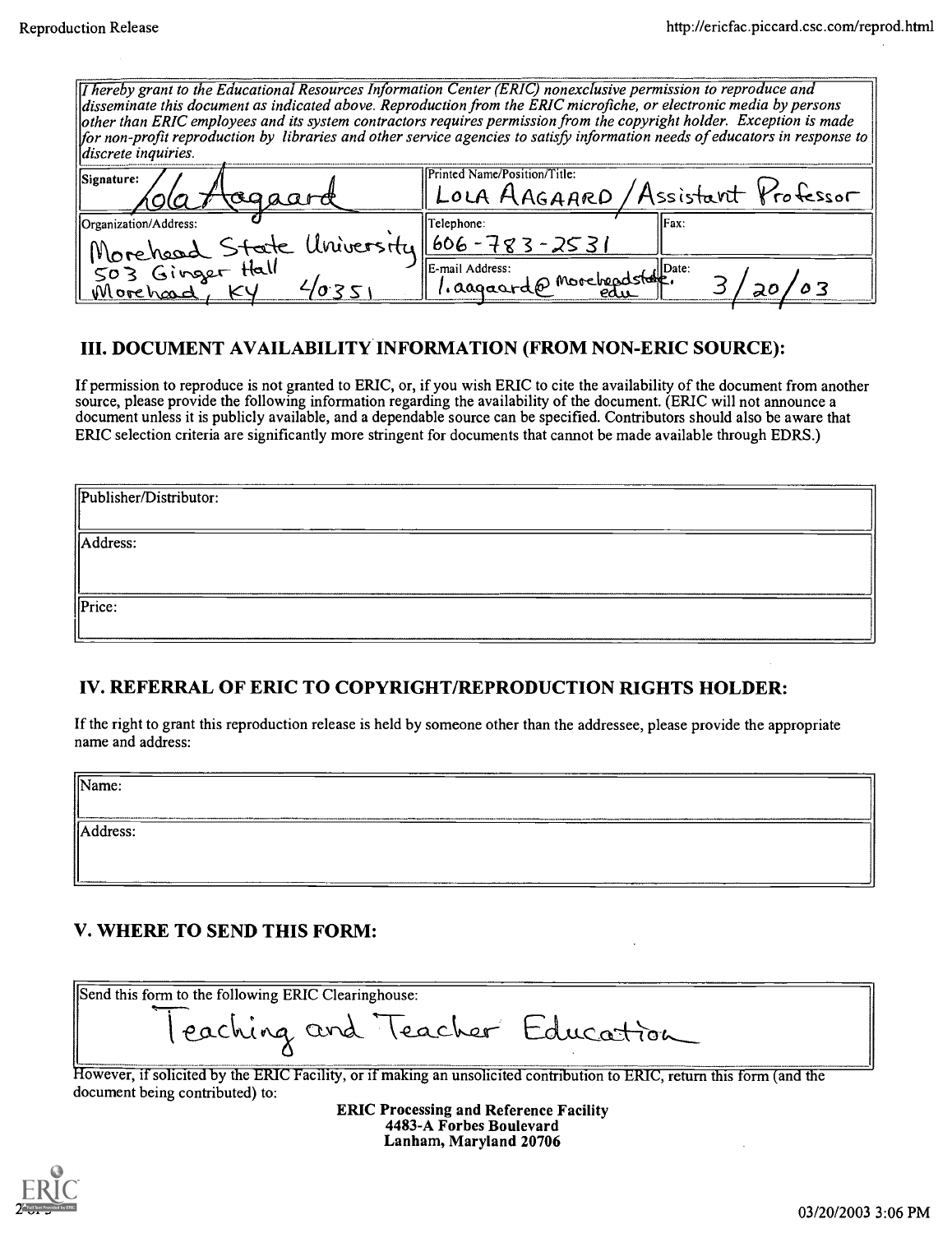*I hereby grant to the Educational Resources Information Center (ERIC) nonexclusive permission to reproduce and disseminate this document as indicated above. Reproduction from the ERIC microfiche, or electronic media by persons other than ERIC employees and its system contractors requires permission from the copyright holder. Exception is made for non-profit reproduction by libraries and other service agencies to satisfy information needs of educators in response to discrete inquiries.*

| | | |
|---|---|---|
| Signature: Lola Aagaard | Printed Name/Position/Title: LOLA AAGAARD / Assistant Professor | |
| Organization/Address: Morehead State University 503 Ginger Hall Morehead, KY 40351 | Telephone: 606-783-2531 | Fax: |
| | E-mail Address: l.aagaard@moreheadstate.edu | Date: 3/20/03 |

## III. DOCUMENT AVAILABILITY INFORMATION (FROM NON-ERIC SOURCE):

If permission to reproduce is not granted to ERIC, or, if you wish ERIC to cite the availability of the document from another source, please provide the following information regarding the availability of the document. (ERIC will not announce a document unless it is publicly available, and a dependable source can be specified. Contributors should also be aware that ERIC selection criteria are significantly more stringent for documents that cannot be made available through EDRS.)

| | |
|---|---|
| Publisher/Distributor: | |
| Address: | |
| Price: | |

## IV. REFERRAL OF ERIC TO COPYRIGHT/REPRODUCTION RIGHTS HOLDER:

If the right to grant this reproduction release is held by someone other than the addressee, please provide the appropriate name and address:

| | |
|---|---|
| Name: | |
| Address: | |

## V. WHERE TO SEND THIS FORM:

| |
|---|
| Send this form to the following ERIC Clearinghouse: Teaching and Teacher Education |

However, if solicited by the ERIC Facility, or if making an unsolicited contribution to ERIC, return this form (and the document being contributed) to:

**ERIC Processing and Reference Facility**
**4483-A Forbes Boulevard**
**Lanham, Maryland 20706**